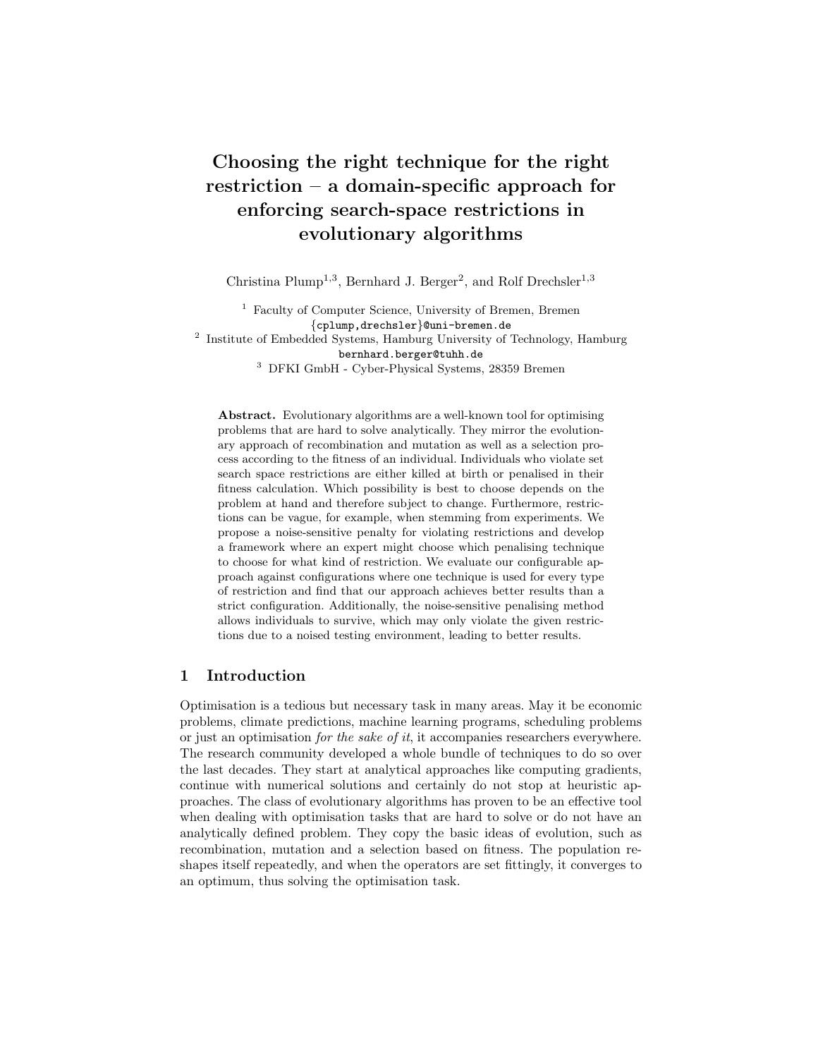# Choosing the right technique for the right restriction – a domain-specific approach for enforcing search-space restrictions in evolutionary algorithms

Christina Plump[1,3], Bernhard J. Berger[2], and Rolf Drechsler[1,3]

[1] Faculty of Computer Science, University of Bremen, Bremen
{cplump,drechsler}@uni-bremen.de

[2] Institute of Embedded Systems, Hamburg University of Technology, Hamburg
bernhard.berger@tuhh.de

[3] DFKI GmbH - Cyber-Physical Systems, 28359 Bremen

**Abstract.** Evolutionary algorithms are a well-known tool for optimising problems that are hard to solve analytically. They mirror the evolutionary approach of recombination and mutation as well as a selection process according to the fitness of an individual. Individuals who violate set search space restrictions are either killed at birth or penalised in their fitness calculation. Which possibility is best to choose depends on the problem at hand and therefore subject to change. Furthermore, restrictions can be vague, for example, when stemming from experiments. We propose a noise-sensitive penalty for violating restrictions and develop a framework where an expert might choose which penalising technique to choose for what kind of restriction. We evaluate our configurable approach against configurations where one technique is used for every type of restriction and find that our approach achieves better results than a strict configuration. Additionally, the noise-sensitive penalising method allows individuals to survive, which may only violate the given restrictions due to a noised testing environment, leading to better results.

## 1 Introduction

Optimisation is a tedious but necessary task in many areas. May it be economic problems, climate predictions, machine learning programs, scheduling problems or just an optimisation *for the sake of it*, it accompanies researchers everywhere. The research community developed a whole bundle of techniques to do so over the last decades. They start at analytical approaches like computing gradients, continue with numerical solutions and certainly do not stop at heuristic approaches. The class of evolutionary algorithms has proven to be an effective tool when dealing with optimisation tasks that are hard to solve or do not have an analytically defined problem. They copy the basic ideas of evolution, such as recombination, mutation and a selection based on fitness. The population reshapes itself repeatedly, and when the operators are set fittingly, it converges to an optimum, thus solving the optimisation task.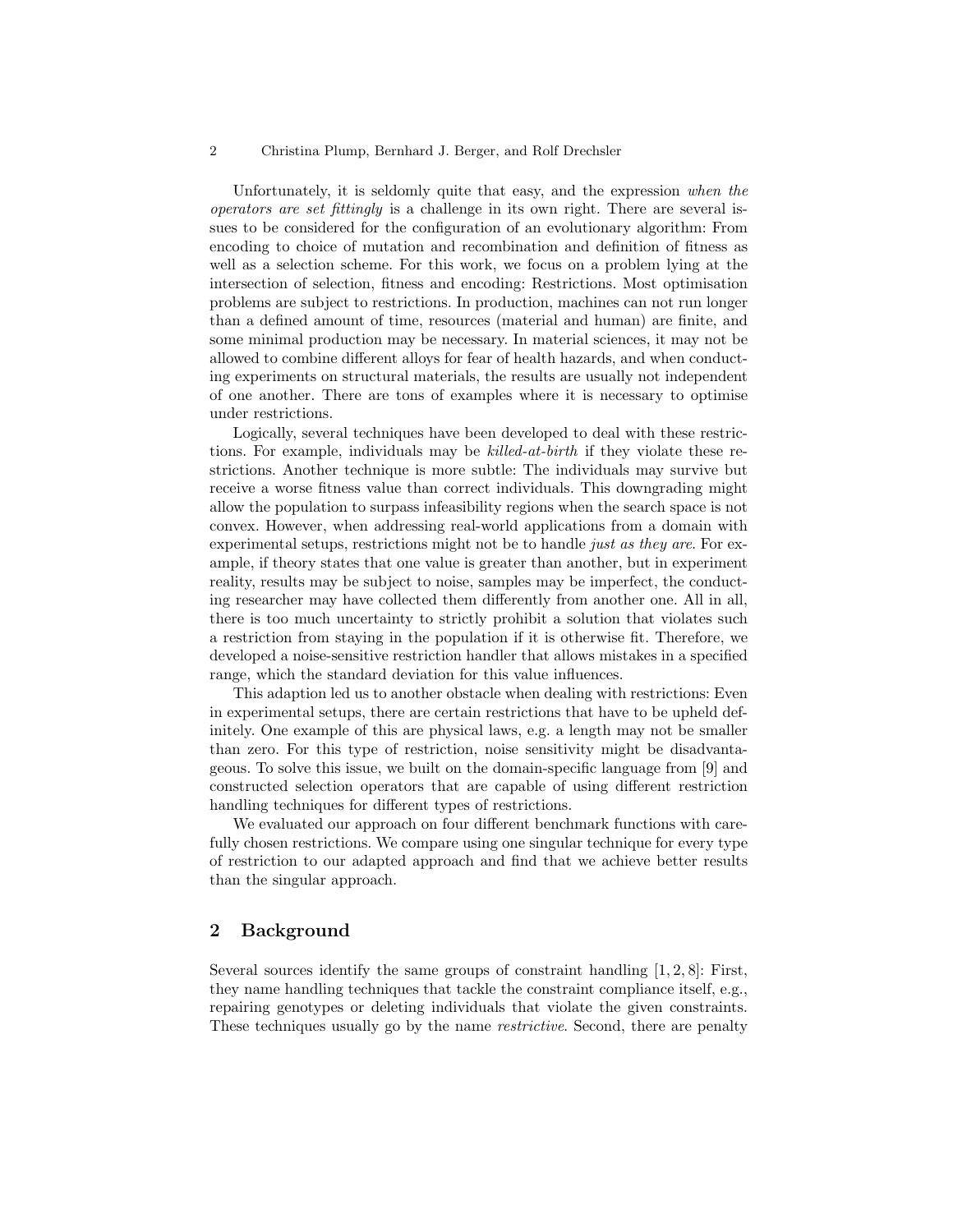Unfortunately, it is seldomly quite that easy, and the expression *when the operators are set fittingly* is a challenge in its own right. There are several issues to be considered for the configuration of an evolutionary algorithm: From encoding to choice of mutation and recombination and definition of fitness as well as a selection scheme. For this work, we focus on a problem lying at the intersection of selection, fitness and encoding: Restrictions. Most optimisation problems are subject to restrictions. In production, machines can not run longer than a defined amount of time, resources (material and human) are finite, and some minimal production may be necessary. In material sciences, it may not be allowed to combine different alloys for fear of health hazards, and when conducting experiments on structural materials, the results are usually not independent of one another. There are tons of examples where it is necessary to optimise under restrictions.

Logically, several techniques have been developed to deal with these restrictions. For example, individuals may be *killed-at-birth* if they violate these restrictions. Another technique is more subtle: The individuals may survive but receive a worse fitness value than correct individuals. This downgrading might allow the population to surpass infeasibility regions when the search space is not convex. However, when addressing real-world applications from a domain with experimental setups, restrictions might not be to handle *just as they are*. For example, if theory states that one value is greater than another, but in experiment reality, results may be subject to noise, samples may be imperfect, the conducting researcher may have collected them differently from another one. All in all, there is too much uncertainty to strictly prohibit a solution that violates such a restriction from staying in the population if it is otherwise fit. Therefore, we developed a noise-sensitive restriction handler that allows mistakes in a specified range, which the standard deviation for this value influences.

This adaption led us to another obstacle when dealing with restrictions: Even in experimental setups, there are certain restrictions that have to be upheld definitely. One example of this are physical laws, e.g. a length may not be smaller than zero. For this type of restriction, noise sensitivity might be disadvantageous. To solve this issue, we built on the domain-specific language from [9] and constructed selection operators that are capable of using different restriction handling techniques for different types of restrictions.

We evaluated our approach on four different benchmark functions with carefully chosen restrictions. We compare using one singular technique for every type of restriction to our adapted approach and find that we achieve better results than the singular approach.

## 2 Background

Several sources identify the same groups of constraint handling [1, 2, 8]: First, they name handling techniques that tackle the constraint compliance itself, e.g., repairing genotypes or deleting individuals that violate the given constraints. These techniques usually go by the name *restrictive*. Second, there are penalty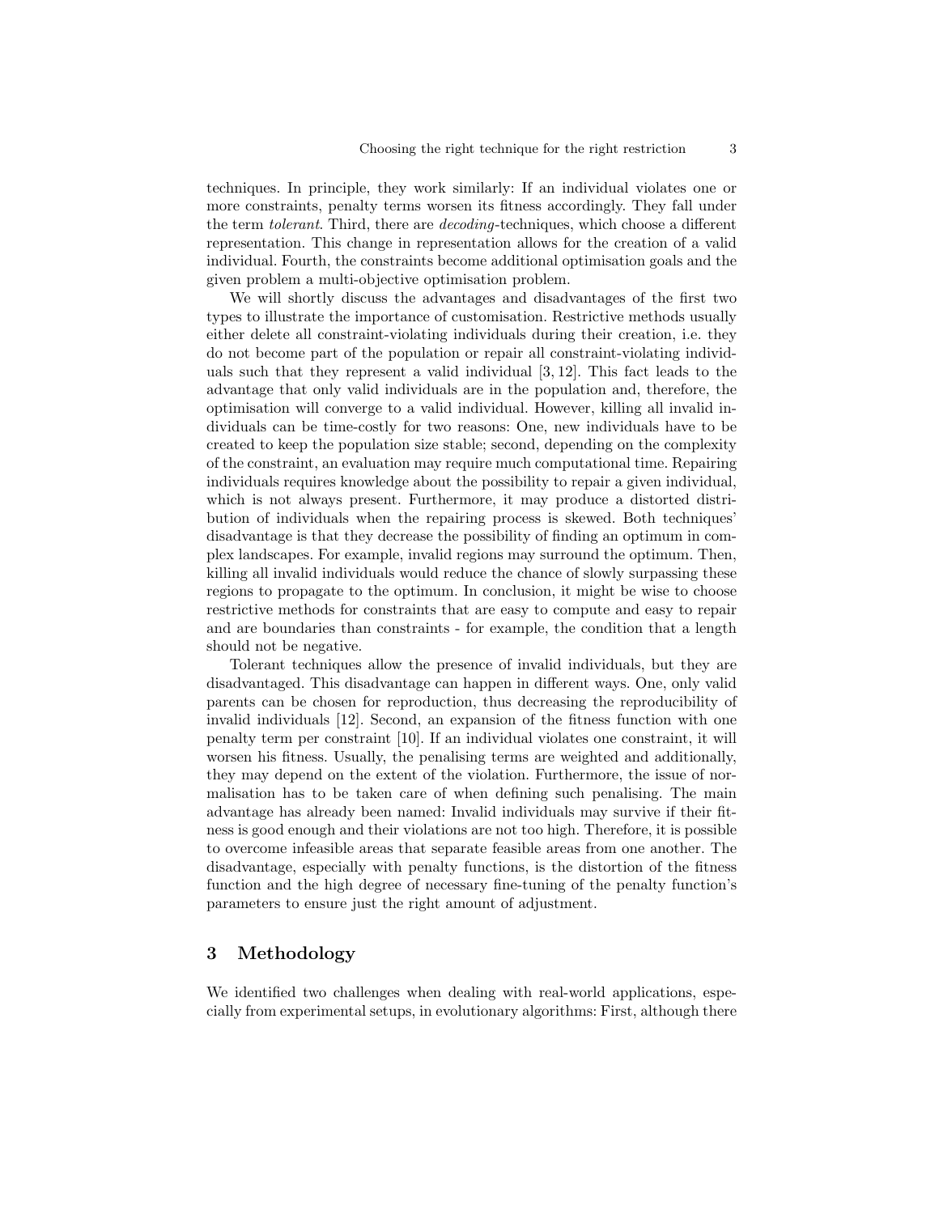techniques. In principle, they work similarly: If an individual violates one or more constraints, penalty terms worsen its fitness accordingly. They fall under the term *tolerant*. Third, there are *decoding*-techniques, which choose a different representation. This change in representation allows for the creation of a valid individual. Fourth, the constraints become additional optimisation goals and the given problem a multi-objective optimisation problem.

We will shortly discuss the advantages and disadvantages of the first two types to illustrate the importance of customisation. Restrictive methods usually either delete all constraint-violating individuals during their creation, i.e. they do not become part of the population or repair all constraint-violating individuals such that they represent a valid individual [3, 12]. This fact leads to the advantage that only valid individuals are in the population and, therefore, the optimisation will converge to a valid individual. However, killing all invalid individuals can be time-costly for two reasons: One, new individuals have to be created to keep the population size stable; second, depending on the complexity of the constraint, an evaluation may require much computational time. Repairing individuals requires knowledge about the possibility to repair a given individual, which is not always present. Furthermore, it may produce a distorted distribution of individuals when the repairing process is skewed. Both techniques' disadvantage is that they decrease the possibility of finding an optimum in complex landscapes. For example, invalid regions may surround the optimum. Then, killing all invalid individuals would reduce the chance of slowly surpassing these regions to propagate to the optimum. In conclusion, it might be wise to choose restrictive methods for constraints that are easy to compute and easy to repair and are boundaries than constraints - for example, the condition that a length should not be negative.

Tolerant techniques allow the presence of invalid individuals, but they are disadvantaged. This disadvantage can happen in different ways. One, only valid parents can be chosen for reproduction, thus decreasing the reproducibility of invalid individuals [12]. Second, an expansion of the fitness function with one penalty term per constraint [10]. If an individual violates one constraint, it will worsen his fitness. Usually, the penalising terms are weighted and additionally, they may depend on the extent of the violation. Furthermore, the issue of normalisation has to be taken care of when defining such penalising. The main advantage has already been named: Invalid individuals may survive if their fitness is good enough and their violations are not too high. Therefore, it is possible to overcome infeasible areas that separate feasible areas from one another. The disadvantage, especially with penalty functions, is the distortion of the fitness function and the high degree of necessary fine-tuning of the penalty function's parameters to ensure just the right amount of adjustment.

## 3 Methodology

We identified two challenges when dealing with real-world applications, especially from experimental setups, in evolutionary algorithms: First, although there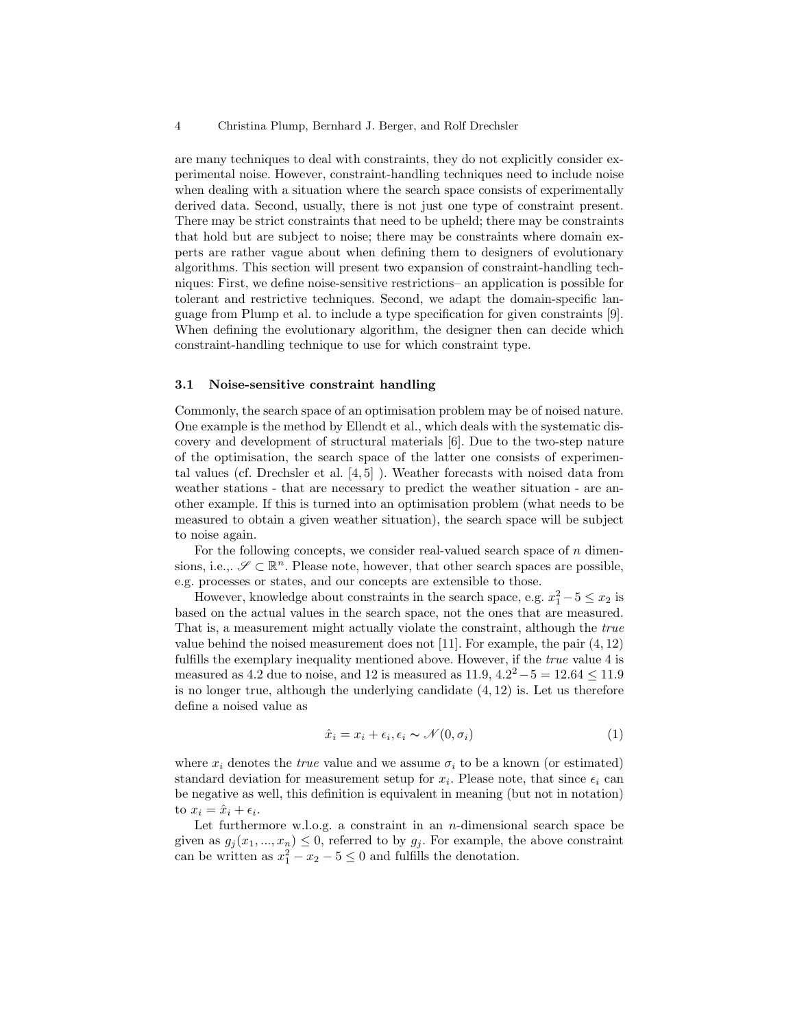are many techniques to deal with constraints, they do not explicitly consider experimental noise. However, constraint-handling techniques need to include noise when dealing with a situation where the search space consists of experimentally derived data. Second, usually, there is not just one type of constraint present. There may be strict constraints that need to be upheld; there may be constraints that hold but are subject to noise; there may be constraints where domain experts are rather vague about when defining them to designers of evolutionary algorithms. This section will present two expansion of constraint-handling techniques: First, we define noise-sensitive restrictions– an application is possible for tolerant and restrictive techniques. Second, we adapt the domain-specific language from Plump et al. to include a type specification for given constraints [9]. When defining the evolutionary algorithm, the designer then can decide which constraint-handling technique to use for which constraint type.

### 3.1 Noise-sensitive constraint handling

Commonly, the search space of an optimisation problem may be of noised nature. One example is the method by Ellendt et al., which deals with the systematic discovery and development of structural materials [6]. Due to the two-step nature of the optimisation, the search space of the latter one consists of experimental values (cf. Drechsler et al. [4, 5] ). Weather forecasts with noised data from weather stations - that are necessary to predict the weather situation - are another example. If this is turned into an optimisation problem (what needs to be measured to obtain a given weather situation), the search space will be subject to noise again.

For the following concepts, we consider real-valued search space of $n$ dimensions, i.e.,. $\mathscr{S} \subset \mathbb{R}^n$. Please note, however, that other search spaces are possible, e.g. processes or states, and our concepts are extensible to those.

However, knowledge about constraints in the search space, e.g. $x_1^2 - 5 \leq x_2$ is based on the actual values in the search space, not the ones that are measured. That is, a measurement might actually violate the constraint, although the *true* value behind the noised measurement does not [11]. For example, the pair $(4, 12)$ fulfills the exemplary inequality mentioned above. However, if the *true* value 4 is measured as 4.2 due to noise, and 12 is measured as 11.9, $4.2^2 - 5 = 12.64 \leq 11.9$ is no longer true, although the underlying candidate $(4, 12)$ is. Let us therefore define a noised value as

$$\hat{x}_i = x_i + \epsilon_i, \epsilon_i \sim \mathscr{N}(0, \sigma_i) \tag{1}$$

where $x_i$ denotes the *true* value and we assume $\sigma_i$ to be a known (or estimated) standard deviation for measurement setup for $x_i$. Please note, that since $\epsilon_i$ can be negative as well, this definition is equivalent in meaning (but not in notation) to $x_i = \hat{x}_i + \epsilon_i$.

Let furthermore w.l.o.g. a constraint in an $n$-dimensional search space be given as $g_j(x_1, ..., x_n) \leq 0$, referred to by $g_j$. For example, the above constraint can be written as $x_1^2 - x_2 - 5 \leq 0$ and fulfills the denotation.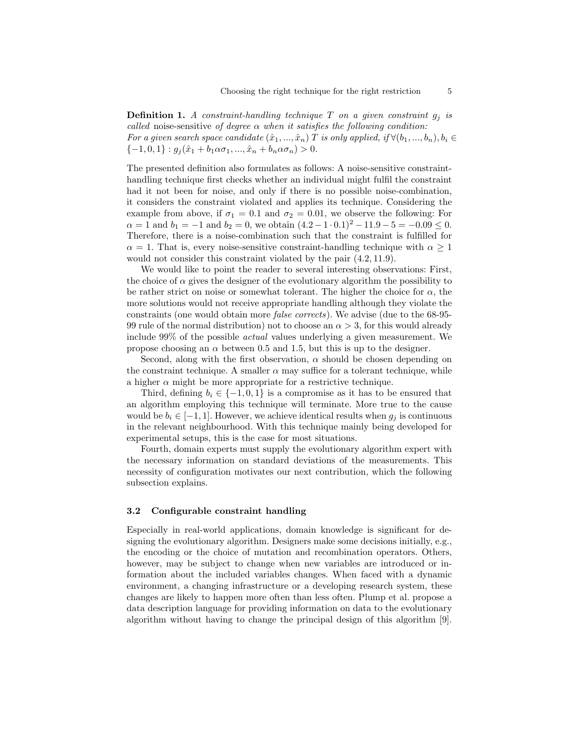**Definition 1.** *A constraint-handling technique $T$ on a given constraint $g_j$ is called* noise-sensitive *of degree $\alpha$ when it satisfies the following condition: For a given search space candidate $(\hat{x}_1, ..., \hat{x}_n)$ $T$ is only applied, if $\forall(b_1, ..., b_n), b_i \in \{-1, 0, 1\} : g_j(\hat{x}_1 + b_1\alpha\sigma_1, ..., \hat{x}_n + b_n\alpha\sigma_n) > 0$.*

The presented definition also formulates as follows: A noise-sensitive constraint-handling technique first checks whether an individual might fulfil the constraint had it not been for noise, and only if there is no possible noise-combination, it considers the constraint violated and applies its technique. Considering the example from above, if $\sigma_1 = 0.1$ and $\sigma_2 = 0.01$, we observe the following: For $\alpha = 1$ and $b_1 = -1$ and $b_2 = 0$, we obtain $(4.2 - 1 \cdot 0.1)^2 - 11.9 - 5 = -0.09 \leq 0$. Therefore, there is a noise-combination such that the constraint is fulfilled for $\alpha = 1$. That is, every noise-sensitive constraint-handling technique with $\alpha \geq 1$ would not consider this constraint violated by the pair $(4.2, 11.9)$.

We would like to point the reader to several interesting observations: First, the choice of $\alpha$ gives the designer of the evolutionary algorithm the possibility to be rather strict on noise or somewhat tolerant. The higher the choice for $\alpha$, the more solutions would not receive appropriate handling although they violate the constraints (one would obtain more *false corrects*). We advise (due to the 68-95-99 rule of the normal distribution) not to choose an $\alpha > 3$, for this would already include 99% of the possible *actual* values underlying a given measurement. We propose choosing an $\alpha$ between 0.5 and 1.5, but this is up to the designer.

Second, along with the first observation, $\alpha$ should be chosen depending on the constraint technique. A smaller $\alpha$ may suffice for a tolerant technique, while a higher $\alpha$ might be more appropriate for a restrictive technique.

Third, defining $b_i \in \{-1, 0, 1\}$ is a compromise as it has to be ensured that an algorithm employing this technique will terminate. More true to the cause would be $b_i \in [-1, 1]$. However, we achieve identical results when $g_j$ is continuous in the relevant neighbourhood. With this technique mainly being developed for experimental setups, this is the case for most situations.

Fourth, domain experts must supply the evolutionary algorithm expert with the necessary information on standard deviations of the measurements. This necessity of configuration motivates our next contribution, which the following subsection explains.

### 3.2 Configurable constraint handling

Especially in real-world applications, domain knowledge is significant for designing the evolutionary algorithm. Designers make some decisions initially, e.g., the encoding or the choice of mutation and recombination operators. Others, however, may be subject to change when new variables are introduced or information about the included variables changes. When faced with a dynamic environment, a changing infrastructure or a developing research system, these changes are likely to happen more often than less often. Plump et al. propose a data description language for providing information on data to the evolutionary algorithm without having to change the principal design of this algorithm [9].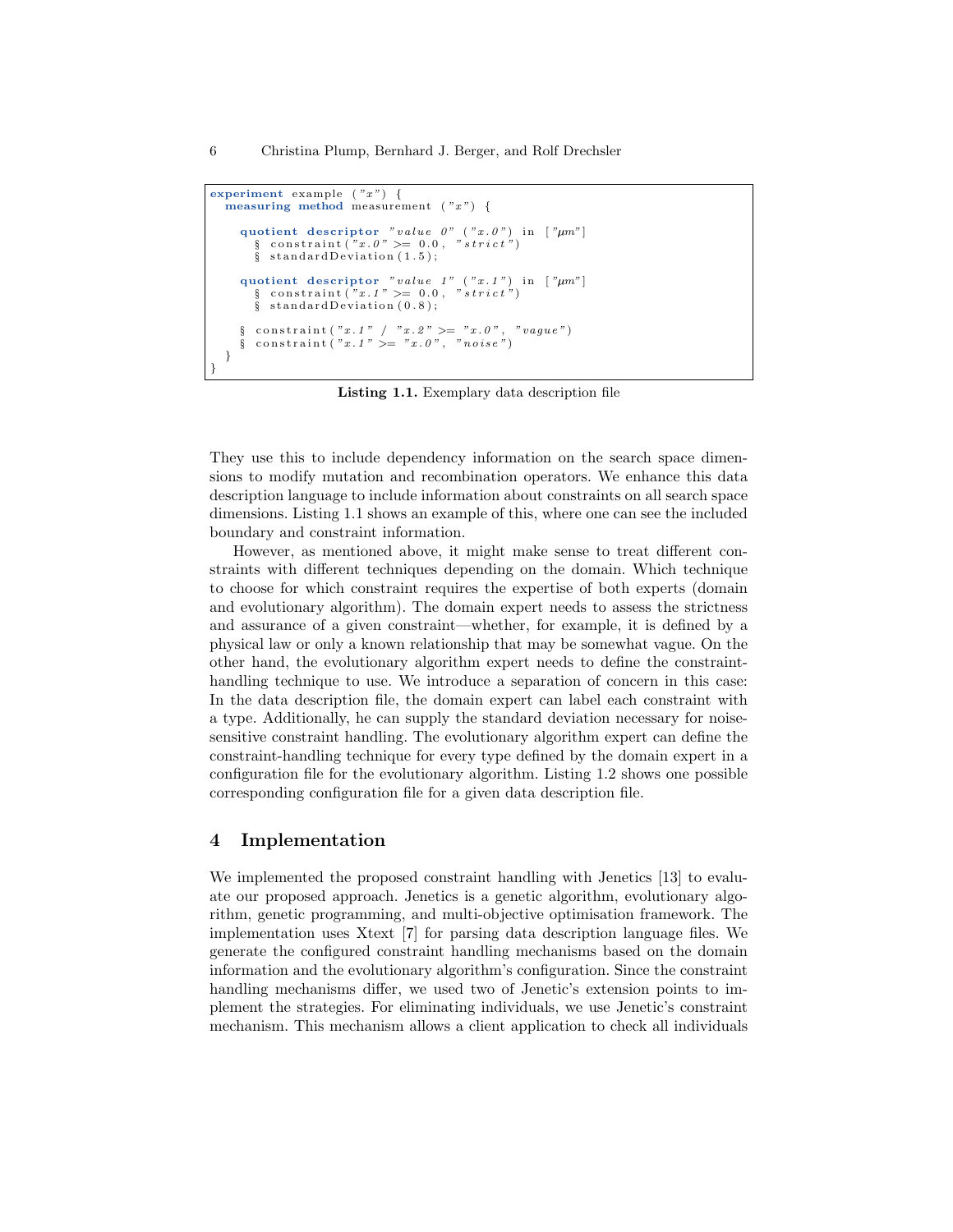```
experiment example ("x") {
  measuring method measurement ("x") {

    quotient descriptor "value 0" ("x.0") in ["μm"]
      § constraint("x.0" >= 0.0, "strict")
      § standardDeviation(1.5);

    quotient descriptor "value 1" ("x.1") in ["μm"]
      § constraint("x.1" >= 0.0, "strict")
      § standardDeviation(0.8);

    § constraint("x.1" / "x.2" >= "x.0", "vague")
    § constraint("x.1" >= "x.0", "noise")
  }
}
```

**Listing 1.1.** Exemplary data description file

They use this to include dependency information on the search space dimensions to modify mutation and recombination operators. We enhance this data description language to include information about constraints on all search space dimensions. Listing 1.1 shows an example of this, where one can see the included boundary and constraint information.

However, as mentioned above, it might make sense to treat different constraints with different techniques depending on the domain. Which technique to choose for which constraint requires the expertise of both experts (domain and evolutionary algorithm). The domain expert needs to assess the strictness and assurance of a given constraint—whether, for example, it is defined by a physical law or only a known relationship that may be somewhat vague. On the other hand, the evolutionary algorithm expert needs to define the constraint-handling technique to use. We introduce a separation of concern in this case: In the data description file, the domain expert can label each constraint with a type. Additionally, he can supply the standard deviation necessary for noise-sensitive constraint handling. The evolutionary algorithm expert can define the constraint-handling technique for every type defined by the domain expert in a configuration file for the evolutionary algorithm. Listing 1.2 shows one possible corresponding configuration file for a given data description file.

## 4 Implementation

We implemented the proposed constraint handling with Jenetics [13] to evaluate our proposed approach. Jenetics is a genetic algorithm, evolutionary algorithm, genetic programming, and multi-objective optimisation framework. The implementation uses Xtext [7] for parsing data description language files. We generate the configured constraint handling mechanisms based on the domain information and the evolutionary algorithm's configuration. Since the constraint handling mechanisms differ, we used two of Jenetic's extension points to implement the strategies. For eliminating individuals, we use Jenetic's constraint mechanism. This mechanism allows a client application to check all individuals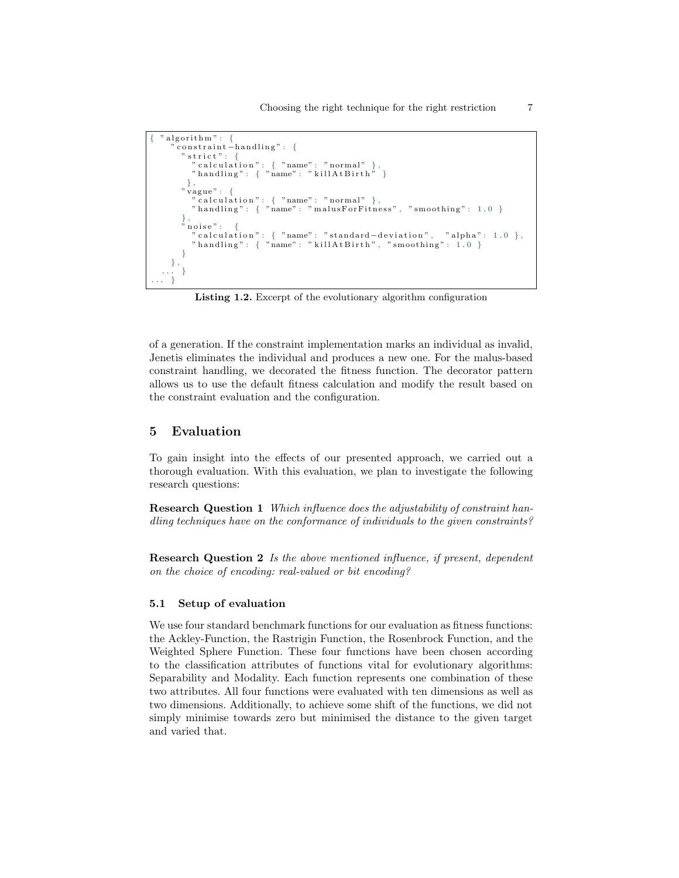```
{ "algorithm": {
    "constraint-handling": {
      "strict": {
        "calculation": { "name": "normal" },
        "handling": { "name": "killAtBirth" }
      },
      "vague": {
        "calculation": { "name": "normal" },
        "handling": { "name": "malusForFitness", "smoothing": 1.0 }
      },
      "noise":  {
        "calculation": { "name": "standard-deviation",  "alpha": 1.0 },
        "handling": { "name": "killAtBirth", "smoothing": 1.0 }
      }
    },
  ... }
... }
```

**Listing 1.2.** Excerpt of the evolutionary algorithm configuration

of a generation. If the constraint implementation marks an individual as invalid, Jenetis eliminates the individual and produces a new one. For the malus-based constraint handling, we decorated the fitness function. The decorator pattern allows us to use the default fitness calculation and modify the result based on the constraint evaluation and the configuration.

## 5 Evaluation

To gain insight into the effects of our presented approach, we carried out a thorough evaluation. With this evaluation, we plan to investigate the following research questions:

**Research Question 1** *Which influence does the adjustability of constraint handling techniques have on the conformance of individuals to the given constraints?*

**Research Question 2** *Is the above mentioned influence, if present, dependent on the choice of encoding: real-valued or bit encoding?*

### 5.1 Setup of evaluation

We use four standard benchmark functions for our evaluation as fitness functions: the Ackley-Function, the Rastrigin Function, the Rosenbrock Function, and the Weighted Sphere Function. These four functions have been chosen according to the classification attributes of functions vital for evolutionary algorithms: Separability and Modality. Each function represents one combination of these two attributes. All four functions were evaluated with ten dimensions as well as two dimensions. Additionally, to achieve some shift of the functions, we did not simply minimise towards zero but minimised the distance to the given target and varied that.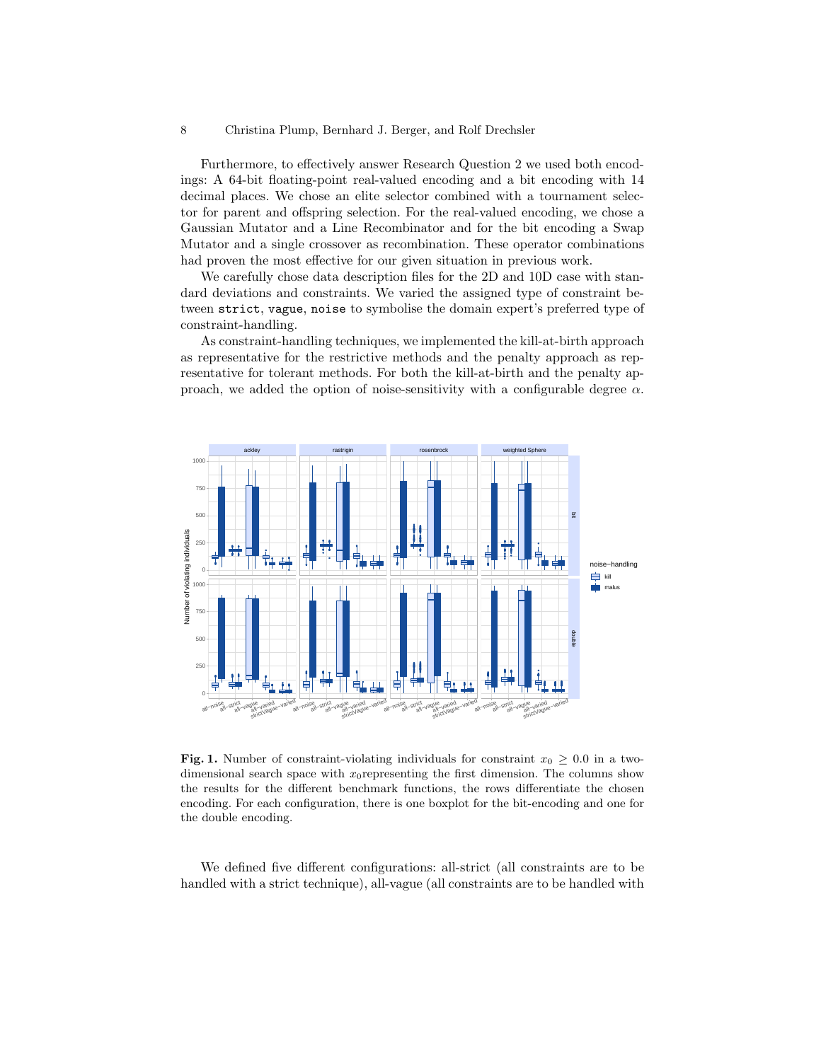Furthermore, to effectively answer Research Question 2 we used both encodings: A 64-bit floating-point real-valued encoding and a bit encoding with 14 decimal places. We chose an elite selector combined with a tournament selector for parent and offspring selection. For the real-valued encoding, we chose a Gaussian Mutator and a Line Recombinator and for the bit encoding a Swap Mutator and a single crossover as recombination. These operator combinations had proven the most effective for our given situation in previous work.

We carefully chose data description files for the 2D and 10D case with standard deviations and constraints. We varied the assigned type of constraint between `strict`, `vague`, `noise` to symbolise the domain expert's preferred type of constraint-handling.

As constraint-handling techniques, we implemented the kill-at-birth approach as representative for the restrictive methods and the penalty approach as representative for tolerant methods. For both the kill-at-birth and the penalty approach, we added the option of noise-sensitivity with a configurable degree $\alpha$.

**Fig. 1.** Number of constraint-violating individuals for constraint $x_0 \geq 0.0$ in a two-dimensional search space with $x_0$representing the first dimension. The columns show the results for the different benchmark functions, the rows differentiate the chosen encoding. For each configuration, there is one boxplot for the bit-encoding and one for the double encoding.

We defined five different configurations: all-strict (all constraints are to be handled with a strict technique), all-vague (all constraints are to be handled with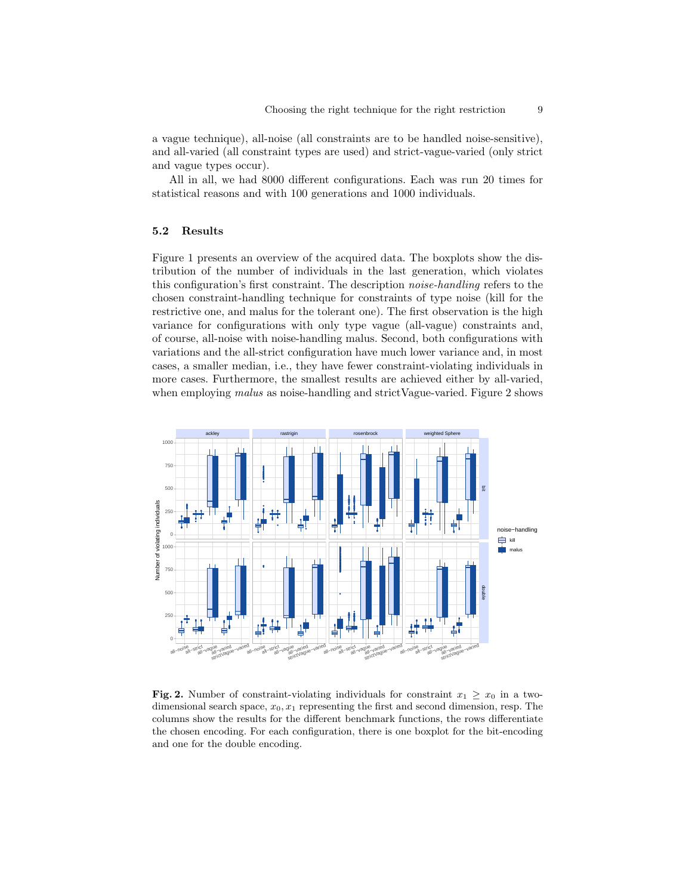a vague technique), all-noise (all constraints are to be handled noise-sensitive), and all-varied (all constraint types are used) and strict-vague-varied (only strict and vague types occur).

All in all, we had 8000 different configurations. Each was run 20 times for statistical reasons and with 100 generations and 1000 individuals.

### 5.2 Results

Figure 1 presents an overview of the acquired data. The boxplots show the distribution of the number of individuals in the last generation, which violates this configuration's first constraint. The description *noise-handling* refers to the chosen constraint-handling technique for constraints of type noise (kill for the restrictive one, and malus for the tolerant one). The first observation is the high variance for configurations with only type vague (all-vague) constraints and, of course, all-noise with noise-handling malus. Second, both configurations with variations and the all-strict configuration have much lower variance and, in most cases, a smaller median, i.e., they have fewer constraint-violating individuals in more cases. Furthermore, the smallest results are achieved either by all-varied, when employing *malus* as noise-handling and strictVague-varied. Figure 2 shows

**Fig. 2.** Number of constraint-violating individuals for constraint $x_1 \geq x_0$ in a two-dimensional search space, $x_0, x_1$ representing the first and second dimension, resp. The columns show the results for the different benchmark functions, the rows differentiate the chosen encoding. For each configuration, there is one boxplot for the bit-encoding and one for the double encoding.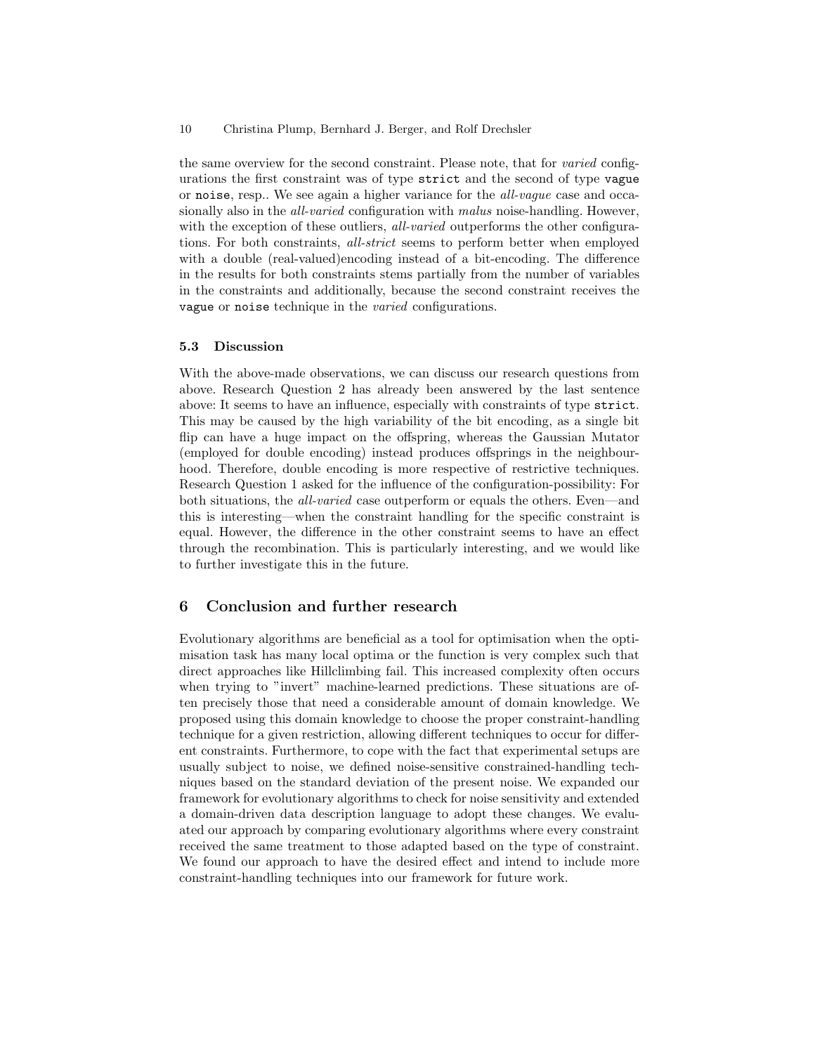the same overview for the second constraint. Please note, that for *varied* configurations the first constraint was of type `strict` and the second of type `vague` or `noise`, resp.. We see again a higher variance for the *all-vague* case and occasionally also in the *all-varied* configuration with *malus* noise-handling. However, with the exception of these outliers, *all-varied* outperforms the other configurations. For both constraints, *all-strict* seems to perform better when employed with a double (real-valued)encoding instead of a bit-encoding. The difference in the results for both constraints stems partially from the number of variables in the constraints and additionally, because the second constraint receives the `vague` or `noise` technique in the *varied* configurations.

### 5.3 Discussion

With the above-made observations, we can discuss our research questions from above. Research Question 2 has already been answered by the last sentence above: It seems to have an influence, especially with constraints of type `strict`. This may be caused by the high variability of the bit encoding, as a single bit flip can have a huge impact on the offspring, whereas the Gaussian Mutator (employed for double encoding) instead produces offsprings in the neighbourhood. Therefore, double encoding is more respective of restrictive techniques. Research Question 1 asked for the influence of the configuration-possibility: For both situations, the *all-varied* case outperform or equals the others. Even—and this is interesting—when the constraint handling for the specific constraint is equal. However, the difference in the other constraint seems to have an effect through the recombination. This is particularly interesting, and we would like to further investigate this in the future.

## 6 Conclusion and further research

Evolutionary algorithms are beneficial as a tool for optimisation when the optimisation task has many local optima or the function is very complex such that direct approaches like Hillclimbing fail. This increased complexity often occurs when trying to "invert" machine-learned predictions. These situations are often precisely those that need a considerable amount of domain knowledge. We proposed using this domain knowledge to choose the proper constraint-handling technique for a given restriction, allowing different techniques to occur for different constraints. Furthermore, to cope with the fact that experimental setups are usually subject to noise, we defined noise-sensitive constrained-handling techniques based on the standard deviation of the present noise. We expanded our framework for evolutionary algorithms to check for noise sensitivity and extended a domain-driven data description language to adopt these changes. We evaluated our approach by comparing evolutionary algorithms where every constraint received the same treatment to those adapted based on the type of constraint. We found our approach to have the desired effect and intend to include more constraint-handling techniques into our framework for future work.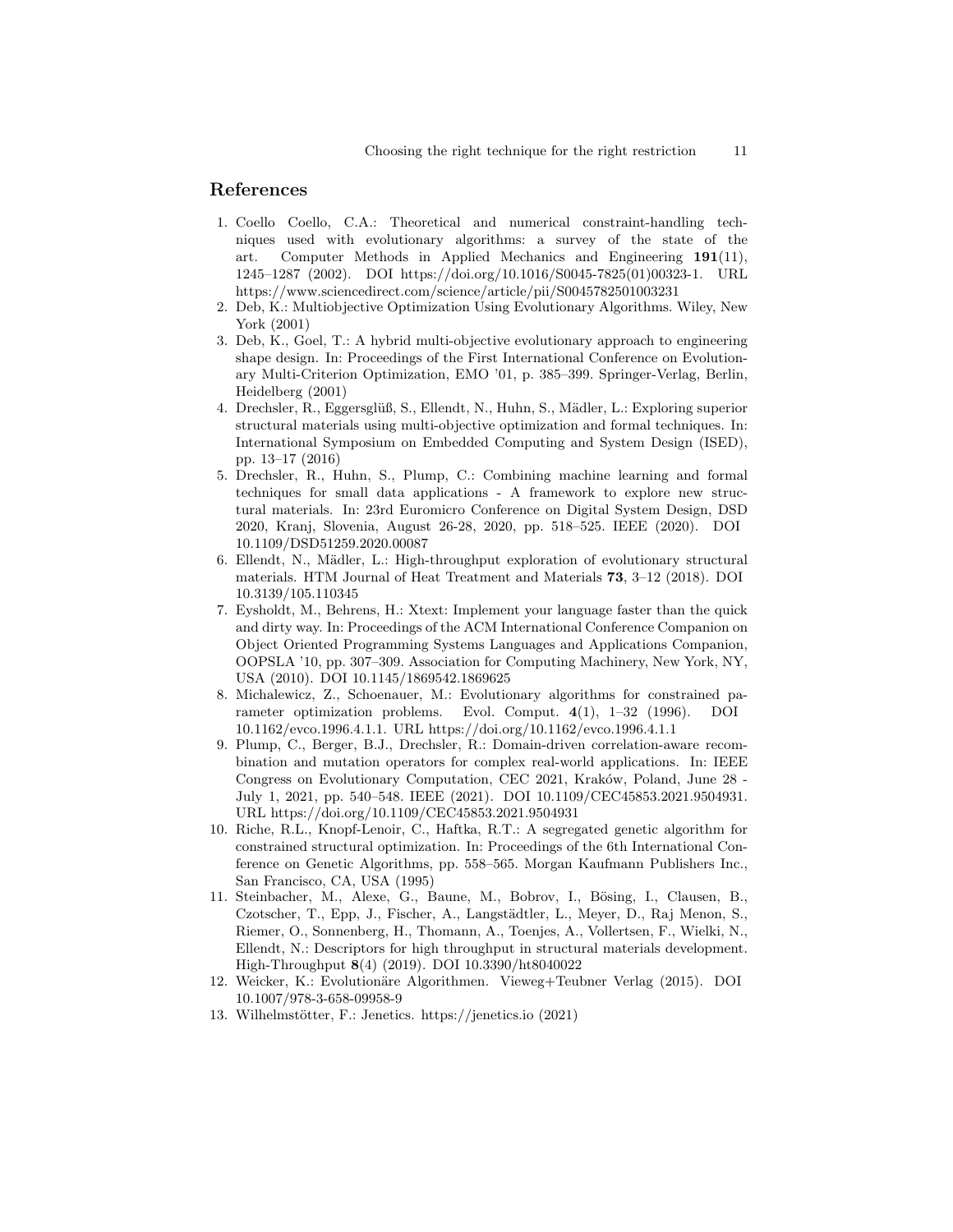## References

1. Coello Coello, C.A.: Theoretical and numerical constraint-handling techniques used with evolutionary algorithms: a survey of the state of the art. Computer Methods in Applied Mechanics and Engineering **191**(11), 1245–1287 (2002). DOI https://doi.org/10.1016/S0045-7825(01)00323-1. URL https://www.sciencedirect.com/science/article/pii/S0045782501003231
2. Deb, K.: Multiobjective Optimization Using Evolutionary Algorithms. Wiley, New York (2001)
3. Deb, K., Goel, T.: A hybrid multi-objective evolutionary approach to engineering shape design. In: Proceedings of the First International Conference on Evolutionary Multi-Criterion Optimization, EMO '01, p. 385–399. Springer-Verlag, Berlin, Heidelberg (2001)
4. Drechsler, R., Eggersglüß, S., Ellendt, N., Huhn, S., Mädler, L.: Exploring superior structural materials using multi-objective optimization and formal techniques. In: International Symposium on Embedded Computing and System Design (ISED), pp. 13–17 (2016)
5. Drechsler, R., Huhn, S., Plump, C.: Combining machine learning and formal techniques for small data applications - A framework to explore new structural materials. In: 23rd Euromicro Conference on Digital System Design, DSD 2020, Kranj, Slovenia, August 26-28, 2020, pp. 518–525. IEEE (2020). DOI 10.1109/DSD51259.2020.00087
6. Ellendt, N., Mädler, L.: High-throughput exploration of evolutionary structural materials. HTM Journal of Heat Treatment and Materials **73**, 3–12 (2018). DOI 10.3139/105.110345
7. Eysholdt, M., Behrens, H.: Xtext: Implement your language faster than the quick and dirty way. In: Proceedings of the ACM International Conference Companion on Object Oriented Programming Systems Languages and Applications Companion, OOPSLA '10, pp. 307–309. Association for Computing Machinery, New York, NY, USA (2010). DOI 10.1145/1869542.1869625
8. Michalewicz, Z., Schoenauer, M.: Evolutionary algorithms for constrained parameter optimization problems. Evol. Comput. **4**(1), 1–32 (1996). DOI 10.1162/evco.1996.4.1.1. URL https://doi.org/10.1162/evco.1996.4.1.1
9. Plump, C., Berger, B.J., Drechsler, R.: Domain-driven correlation-aware recombination and mutation operators for complex real-world applications. In: IEEE Congress on Evolutionary Computation, CEC 2021, Kraków, Poland, June 28 - July 1, 2021, pp. 540–548. IEEE (2021). DOI 10.1109/CEC45853.2021.9504931. URL https://doi.org/10.1109/CEC45853.2021.9504931
10. Riche, R.L., Knopf-Lenoir, C., Haftka, R.T.: A segregated genetic algorithm for constrained structural optimization. In: Proceedings of the 6th International Conference on Genetic Algorithms, pp. 558–565. Morgan Kaufmann Publishers Inc., San Francisco, CA, USA (1995)
11. Steinbacher, M., Alexe, G., Baune, M., Bobrov, I., Bösing, I., Clausen, B., Czotscher, T., Epp, J., Fischer, A., Langstädtler, L., Meyer, D., Raj Menon, S., Riemer, O., Sonnenberg, H., Thomann, A., Toenjes, A., Vollertsen, F., Wielki, N., Ellendt, N.: Descriptors for high throughput in structural materials development. High-Throughput **8**(4) (2019). DOI 10.3390/ht8040022
12. Weicker, K.: Evolutionäre Algorithmen. Vieweg+Teubner Verlag (2015). DOI 10.1007/978-3-658-09958-9
13. Wilhelmstötter, F.: Jenetics. https://jenetics.io (2021)